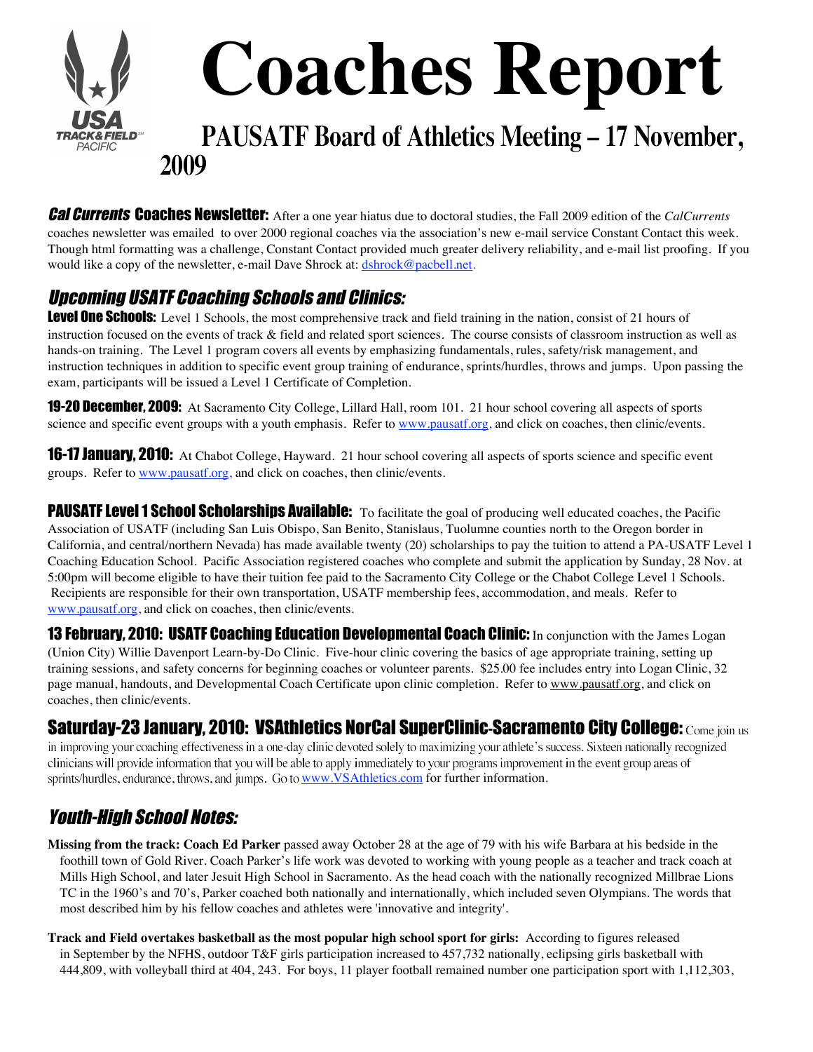# Coaches Report

## PAUSATF Board of Athletics Meeting – 17 November, 2009

***Cal Currents* Coaches Newsletter:** After a one year hiatus due to doctoral studies, the Fall 2009 edition of the *CalCurrents* coaches newsletter was emailed to over 2000 regional coaches via the association's new e-mail service Constant Contact this week. Though html formatting was a challenge, Constant Contact provided much greater delivery reliability, and e-mail list proofing. If you would like a copy of the newsletter, e-mail Dave Shrock at: dshrock@pacbell.net.

### *Upcoming USATF Coaching Schools and Clinics:*

**Level One Schools:** Level 1 Schools, the most comprehensive track and field training in the nation, consist of 21 hours of instruction focused on the events of track & field and related sport sciences. The course consists of classroom instruction as well as hands-on training. The Level 1 program covers all events by emphasizing fundamentals, rules, safety/risk management, and instruction techniques in addition to specific event group training of endurance, sprints/hurdles, throws and jumps. Upon passing the exam, participants will be issued a Level 1 Certificate of Completion.

**19-20 December, 2009:** At Sacramento City College, Lillard Hall, room 101. 21 hour school covering all aspects of sports science and specific event groups with a youth emphasis. Refer to www.pausatf.org, and click on coaches, then clinic/events.

**16-17 January, 2010:** At Chabot College, Hayward. 21 hour school covering all aspects of sports science and specific event groups. Refer to www.pausatf.org, and click on coaches, then clinic/events.

**PAUSATF Level 1 School Scholarships Available:** To facilitate the goal of producing well educated coaches, the Pacific Association of USATF (including San Luis Obispo, San Benito, Stanislaus, Tuolumne counties north to the Oregon border in California, and central/northern Nevada) has made available twenty (20) scholarships to pay the tuition to attend a PA-USATF Level 1 Coaching Education School. Pacific Association registered coaches who complete and submit the application by Sunday, 28 Nov. at 5:00pm will become eligible to have their tuition fee paid to the Sacramento City College or the Chabot College Level 1 Schools. Recipients are responsible for their own transportation, USATF membership fees, accommodation, and meals. Refer to www.pausatf.org, and click on coaches, then clinic/events.

**13 February, 2010: USATF Coaching Education Developmental Coach Clinic:** In conjunction with the James Logan (Union City) Willie Davenport Learn-by-Do Clinic. Five-hour clinic covering the basics of age appropriate training, setting up training sessions, and safety concerns for beginning coaches or volunteer parents. $25.00 fee includes entry into Logan Clinic, 32 page manual, handouts, and Developmental Coach Certificate upon clinic completion. Refer to www.pausatf.org, and click on coaches, then clinic/events.

**Saturday-23 January, 2010: VSAthletics NorCal SuperClinic-Sacramento City College:** Come join us in improving your coaching effectiveness in a one-day clinic devoted solely to maximizing your athlete's success. Sixteen nationally recognized clinicians will provide information that you will be able to apply immediately to your programs improvement in the event group areas of sprints/hurdles, endurance, throws, and jumps. Go to www.VSAthletics.com for further information.

### *Youth-High School Notes:*

**Missing from the track: Coach Ed Parker** passed away October 28 at the age of 79 with his wife Barbara at his bedside in the foothill town of Gold River. Coach Parker's life work was devoted to working with young people as a teacher and track coach at Mills High School, and later Jesuit High School in Sacramento. As the head coach with the nationally recognized Millbrae Lions TC in the 1960's and 70's, Parker coached both nationally and internationally, which included seven Olympians. The words that most described him by his fellow coaches and athletes were 'innovative and integrity'.

**Track and Field overtakes basketball as the most popular high school sport for girls:** According to figures released in September by the NFHS, outdoor T&F girls participation increased to 457,732 nationally, eclipsing girls basketball with 444,809, with volleyball third at 404, 243. For boys, 11 player football remained number one participation sport with 1,112,303,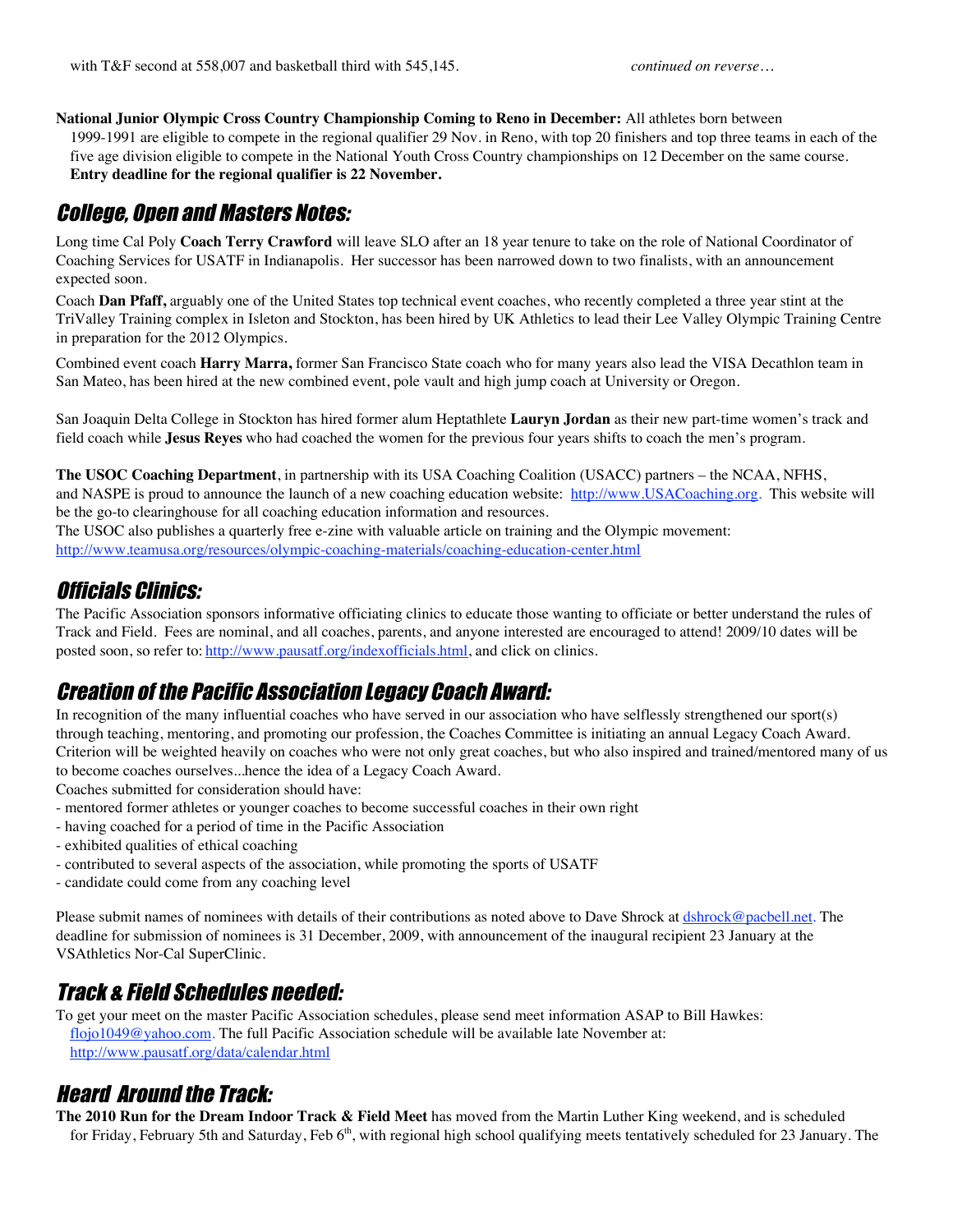with T&F second at 558,007 and basketball third with 545,145. *continued on reverse…*

**National Junior Olympic Cross Country Championship Coming to Reno in December:** All athletes born between 1999-1991 are eligible to compete in the regional qualifier 29 Nov. in Reno, with top 20 finishers and top three teams in each of the five age division eligible to compete in the National Youth Cross Country championships on 12 December on the same course. **Entry deadline for the regional qualifier is 22 November.**

## *College, Open and Masters Notes:*

Long time Cal Poly **Coach Terry Crawford** will leave SLO after an 18 year tenure to take on the role of National Coordinator of Coaching Services for USATF in Indianapolis. Her successor has been narrowed down to two finalists, with an announcement expected soon.

Coach **Dan Pfaff,** arguably one of the United States top technical event coaches, who recently completed a three year stint at the TriValley Training complex in Isleton and Stockton, has been hired by UK Athletics to lead their Lee Valley Olympic Training Centre in preparation for the 2012 Olympics.

Combined event coach **Harry Marra,** former San Francisco State coach who for many years also lead the VISA Decathlon team in San Mateo, has been hired at the new combined event, pole vault and high jump coach at University or Oregon.

San Joaquin Delta College in Stockton has hired former alum Heptathlete **Lauryn Jordan** as their new part-time women's track and field coach while **Jesus Reyes** who had coached the women for the previous four years shifts to coach the men's program.

**The USOC Coaching Department**, in partnership with its USA Coaching Coalition (USACC) partners – the NCAA, NFHS, and NASPE is proud to announce the launch of a new coaching education website: http://www.USACoaching.org. This website will be the go-to clearinghouse for all coaching education information and resources.
The USOC also publishes a quarterly free e-zine with valuable article on training and the Olympic movement: http://www.teamusa.org/resources/olympic-coaching-materials/coaching-education-center.html

## *Officials Clinics:*

The Pacific Association sponsors informative officiating clinics to educate those wanting to officiate or better understand the rules of Track and Field. Fees are nominal, and all coaches, parents, and anyone interested are encouraged to attend! 2009/10 dates will be posted soon, so refer to: http://www.pausatf.org/indexofficials.html, and click on clinics.

## *Creation of the Pacific Association Legacy Coach Award:*

In recognition of the many influential coaches who have served in our association who have selflessly strengthened our sport(s) through teaching, mentoring, and promoting our profession, the Coaches Committee is initiating an annual Legacy Coach Award. Criterion will be weighted heavily on coaches who were not only great coaches, but who also inspired and trained/mentored many of us to become coaches ourselves...hence the idea of a Legacy Coach Award.
Coaches submitted for consideration should have:
- mentored former athletes or younger coaches to become successful coaches in their own right
- having coached for a period of time in the Pacific Association
- exhibited qualities of ethical coaching
- contributed to several aspects of the association, while promoting the sports of USATF
- candidate could come from any coaching level

Please submit names of nominees with details of their contributions as noted above to Dave Shrock at dshrock@pacbell.net. The deadline for submission of nominees is 31 December, 2009, with announcement of the inaugural recipient 23 January at the VSAthletics Nor-Cal SuperClinic.

## *Track & Field Schedules needed:*

To get your meet on the master Pacific Association schedules, please send meet information ASAP to Bill Hawkes: flojo1049@yahoo.com. The full Pacific Association schedule will be available late November at: http://www.pausatf.org/data/calendar.html

## *Heard Around the Track:*

**The 2010 Run for the Dream Indoor Track & Field Meet** has moved from the Martin Luther King weekend, and is scheduled for Friday, February 5th and Saturday, Feb 6th, with regional high school qualifying meets tentatively scheduled for 23 January. The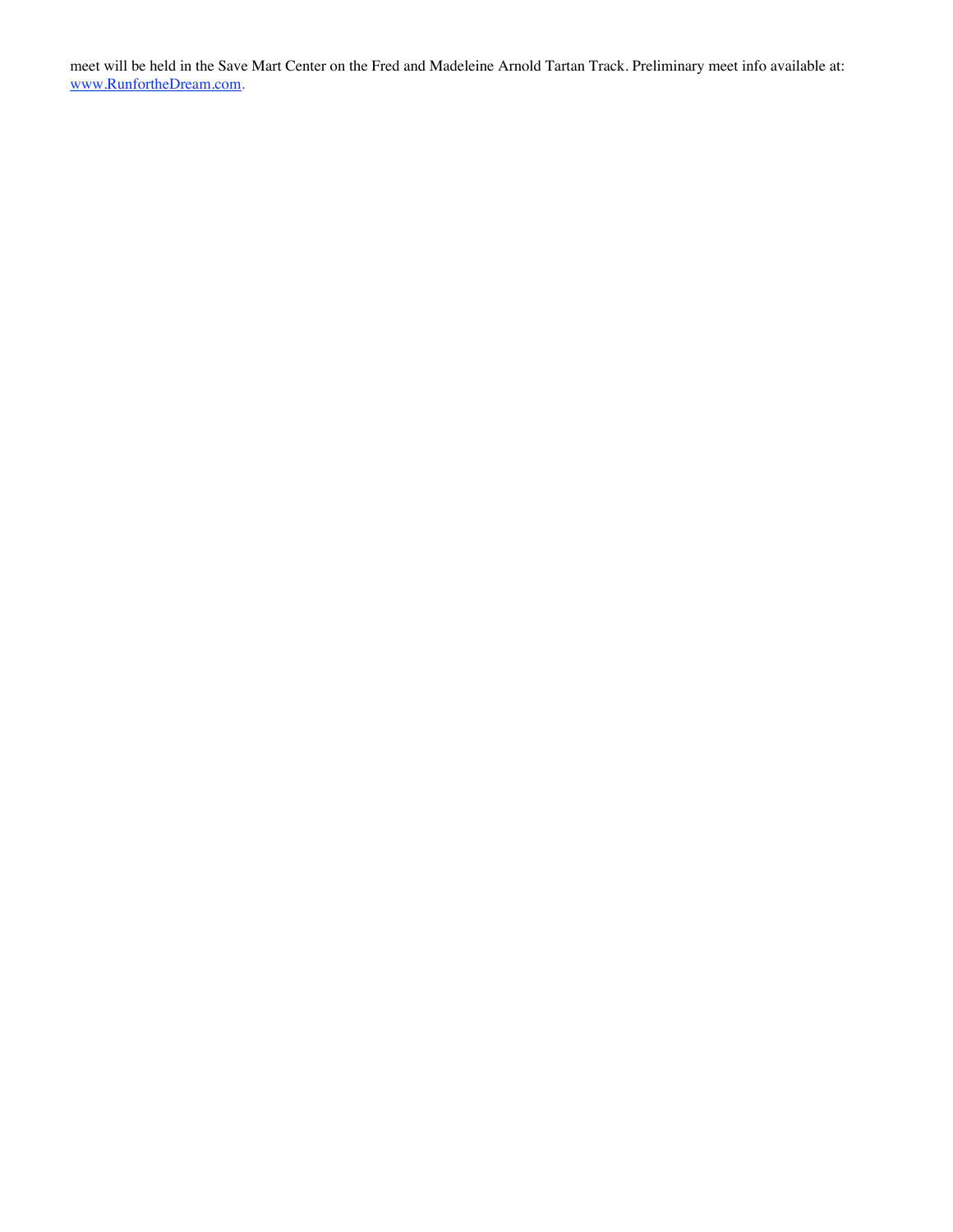meet will be held in the Save Mart Center on the Fred and Madeleine Arnold Tartan Track. Preliminary meet info available at: www.RunfortheDream.com.